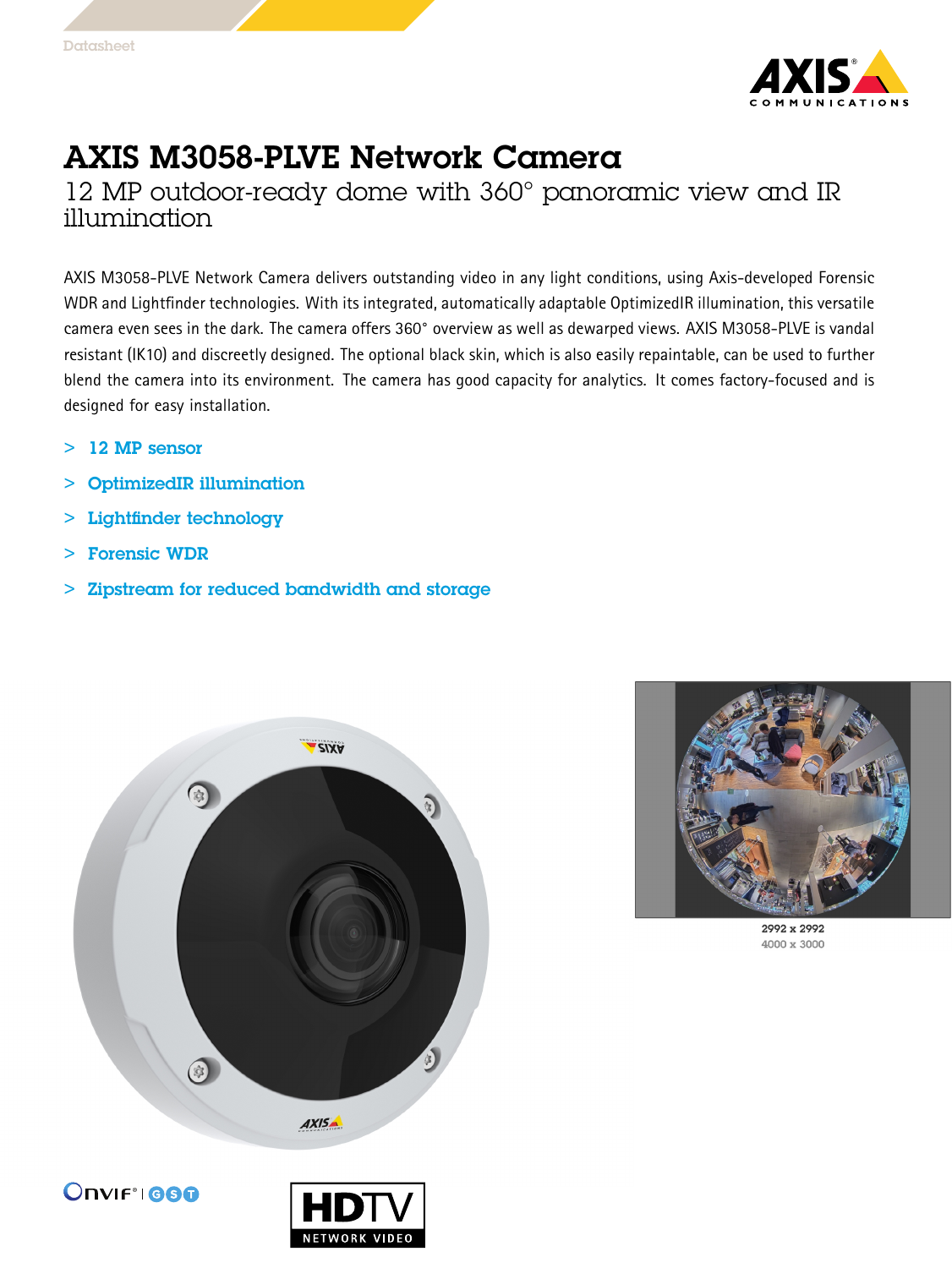Datasheet

# AXIS M3058-PLVE Network Camera

## 12 MP outdoor-ready dome with 360° panoramic view and IR illumination

AXIS M3058-PLVE Network Camera delivers outstanding video in any light conditions, using Axis-developed Forensic WDR and Lightfinder technologies. With its integrated, automatically adaptable OptimizedIR illumination, this versatile camera even sees in the dark. The camera offers 360° overview as well as dewarped views. AXIS M3058-PLVE is vandal resistant (IK10) and discreetly designed. The optional black skin, which is also easily repaintable, can be used to further blend the camera into its environment. The camera has good capacity for analytics. It comes factory-focused and is designed for easy installation.

> 12 MP sensor
> OptimizedIR illumination
> Lightfinder technology
> Forensic WDR
> Zipstream for reduced bandwidth and storage

2992 x 2992
4000 x 3000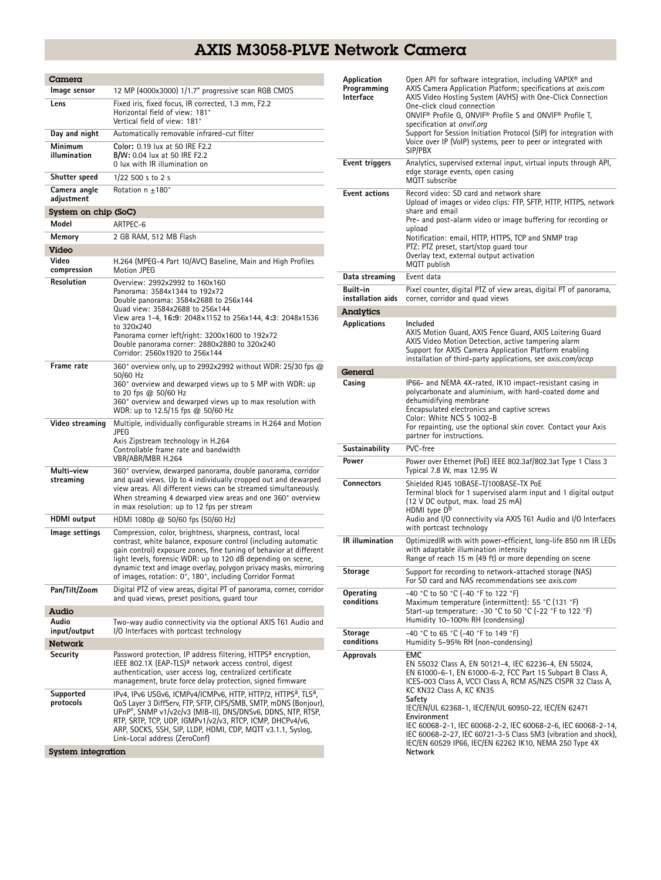# AXIS M3058-PLVE Network Camera

## Camera

| | |
|---|---|
| **Image sensor** | 12 MP (4000x3000) 1/1.7" progressive scan RGB CMOS |
| **Lens** | Fixed iris, fixed focus, IR corrected, 1.3 mm, F2.2<br>Horizontal field of view: 181°<br>Vertical field of view: 181° |
| **Day and night** | Automatically removable infrared-cut filter |
| **Minimum illumination** | **Color:** 0.19 lux at 50 IRE F2.2<br>**B/W:** 0.04 lux at 50 IRE F2.2<br>0 lux with IR illumination on |
| **Shutter speed** | 1/22 500 s to 2 s |
| **Camera angle adjustment** | Rotation n ±180° |

## System on chip (SoC)

| | |
|---|---|
| **Model** | ARTPEC-6 |
| **Memory** | 2 GB RAM, 512 MB Flash |

## Video

| | |
|---|---|
| **Video compression** | H.264 (MPEG-4 Part 10/AVC) Baseline, Main and High Profiles<br>Motion JPEG |
| **Resolution** | Overview: 2992x2992 to 160x160<br>Panorama: 3584x1344 to 192x72<br>Double panorama: 3584x2688 to 256x144<br>Quad view: 3584x2688 to 256x144<br>View area 1-4, **16:9**: 2048x1152 to 256x144, **4:3**: 2048x1536 to 320x240<br>Panorama corner left/right: 3200x1600 to 192x72<br>Double panorama corner: 2880x2880 to 320x240<br>Corridor: 2560x1920 to 256x144 |
| **Frame rate** | 360° overview only, up to 2992x2992 without WDR: 25/30 fps @ 50/60 Hz<br>360° overview and dewarped views up to 5 MP with WDR: up to 20 fps @ 50/60 Hz<br>360° overview and dewarped views up to max resolution with WDR: up to 12.5/15 fps @ 50/60 Hz |
| **Video streaming** | Multiple, individually configurable streams in H.264 and Motion JPEG<br>Axis Zipstream technology in H.264<br>Controllable frame rate and bandwidth<br>VBR/ABR/MBR H.264 |
| **Multi-view streaming** | 360° overview, dewarped panorama, double panorama, corridor and quad views. Up to 4 individually cropped out and dewarped view areas. All different views can be streamed simultaneously. When streaming 4 dewarped view areas and one 360° overview in max resolution: up to 12 fps per stream |
| **HDMI output** | HDMI 1080p @ 50/60 fps (50/60 Hz) |
| **Image settings** | Compression, color, brightness, sharpness, contrast, local contrast, white balance, exposure control (including automatic gain control) exposure zones, fine tuning of behavior at different light levels, forensic WDR: up to 120 dB depending on scene, dynamic text and image overlay, polygon privacy masks, mirroring of images, rotation: 0°, 180°, including Corridor Format |
| **Pan/Tilt/Zoom** | Digital PTZ of view areas, digital PT of panorama, corner, corridor and quad views, preset positions, guard tour |

## Audio

| | |
|---|---|
| **Audio input/output** | Two-way audio connectivity via the optional AXIS T61 Audio and I/O Interfaces with portcast technology |

## Network

| | |
|---|---|
| **Security** | Password protection, IP address filtering, HTTPS[a] encryption, IEEE 802.1X (EAP-TLS)[a] network access control, digest authentication, user access log, centralized certificate management, brute force delay protection, signed firmware |
| **Supported protocols** | IPv4, IPv6 USGv6, ICMPv4/ICMPv6, HTTP, HTTP/2, HTTPS[a], TLS[a], QoS Layer 3 DiffServ, FTP, SFTP, CIFS/SMB, SMTP, mDNS (Bonjour), UPnP®, SNMP v1/v2c/v3 (MIB-II), DNS/DNSv6, DDNS, NTP, RTSP, RTP, SRTP, TCP, UDP, IGMPv1/v2/v3, RTCP, ICMP, DHCPv4/v6, ARP, SOCKS, SSH, SIP, LLDP, HDMI, CDP, MQTT v3.1.1, Syslog, Link-Local address (ZeroConf) |

## System integration

| | |
|---|---|
| **Application Programming Interface** | Open API for software integration, including VAPIX® and AXIS Camera Application Platform; specifications at *axis.com*<br>AXIS Video Hosting System (AVHS) with One-Click Connection<br>One-click cloud connection<br>ONVIF® Profile G, ONVIF® Profile S and ONVIF® Profile T, specification at *onvif.org*<br>Support for Session Initiation Protocol (SIP) for integration with Voice over IP (VoIP) systems, peer to peer or integrated with SIP/PBX |
| **Event triggers** | Analytics, supervised external input, virtual inputs through API, edge storage events, open casing<br>MQTT subscribe |
| **Event actions** | Record video: SD card and network share<br>Upload of images or video clips: FTP, SFTP, HTTP, HTTPS, network share and email<br>Pre- and post-alarm video or image buffering for recording or upload<br>Notification: email, HTTP, HTTPS, TCP and SNMP trap<br>PTZ: PTZ preset, start/stop guard tour<br>Overlay text, external output activation<br>MQTT publish |
| **Data streaming** | Event data |
| **Built-in installation aids** | Pixel counter, digital PTZ of view areas, digital PT of panorama, corner, corridor and quad views |

## Analytics

| | |
|---|---|
| **Applications** | Included<br>AXIS Motion Guard, AXIS Fence Guard, AXIS Loitering Guard<br>AXIS Video Motion Detection, active tampering alarm<br>Support for AXIS Camera Application Platform enabling installation of third-party applications, see *axis.com/acap* |

## General

| | |
|---|---|
| **Casing** | IP66- and NEMA 4X-rated, IK10 impact-resistant casing in polycarbonate and aluminium, with hard-coated dome and dehumidifying membrane<br>Encapsulated electronics and captive screws<br>Color: White NCS S 1002-B<br>For repainting, use the optional skin cover. Contact your Axis partner for instructions. |
| **Sustainability** | PVC-free |
| **Power** | Power over Ethernet (PoE) IEEE 802.3af/802.3at Type 1 Class 3<br>Typical 7.8 W, max 12.95 W |
| **Connectors** | Shielded RJ45 10BASE-T/100BASE-TX PoE<br>Terminal block for 1 supervised alarm input and 1 digital output (12 V DC output, max. load 25 mA)<br>HDMI type D[b]<br>Audio and I/O connectivity via AXIS T61 Audio and I/O Interfaces with portcast technology |
| **IR illumination** | OptimizedIR with with power-efficient, long-life 850 nm IR LEDs with adaptable illumination intensity<br>Range of reach 15 m (49 ft) or more depending on scene |
| **Storage** | Support for recording to network-attached storage (NAS)<br>For SD card and NAS recommendations see *axis.com* |
| **Operating conditions** | -40 °C to 50 °C (-40 °F to 122 °F)<br>Maximum temperature (intermittent): 55 °C (131 °F)<br>Start-up temperature: -30 °C to 50 °C (-22 °F to 122 °F)<br>Humidity 10–100% RH (condensing) |
| **Storage conditions** | -40 °C to 65 °C (-40 °F to 149 °F)<br>Humidity 5–95% RH (non-condensing) |
| **Approvals** | **EMC**<br>EN 55032 Class A, EN 50121-4, IEC 62236-4, EN 55024, EN 61000-6-1, EN 61000-6-2, FCC Part 15 Subpart B Class A, ICES-003 Class A, VCCI Class A, RCM AS/NZS CISPR 32 Class A, KC KN32 Class A, KC KN35<br>**Safety**<br>IEC/EN/UL 62368-1, IEC/EN/UL 60950-22, IEC/EN 62471<br>**Environment**<br>IEC 60068-2-1, IEC 60068-2-2, IEC 60068-2-6, IEC 60068-2-14, IEC 60068-2-27, IEC 60721-3-5 Class 5M3 (vibration and shock), IEC/EN 60529 IP66, IEC/EN 62262 IK10, NEMA 250 Type 4X<br>**Network** |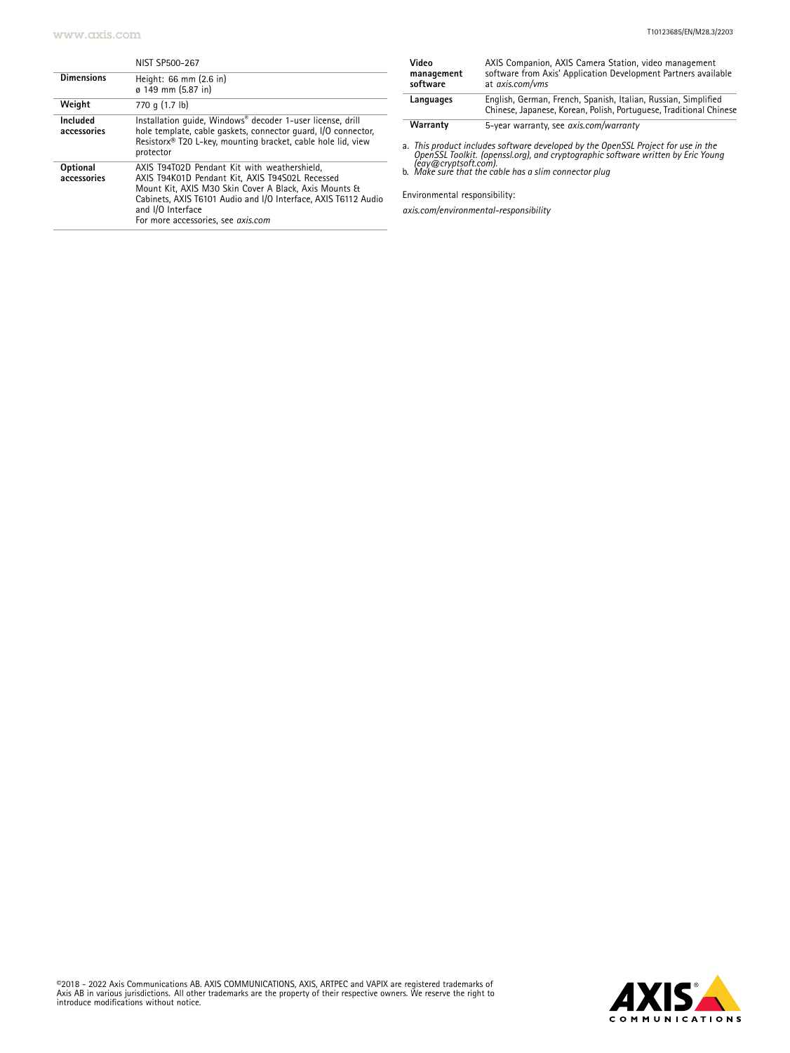| | |
|---|---|
| | NIST SP500-267 |
| **Dimensions** | Height: 66 mm (2.6 in)<br>ø 149 mm (5.87 in) |
| **Weight** | 770 g (1.7 lb) |
| **Included accessories** | Installation guide, Windows® decoder 1-user license, drill hole template, cable gaskets, connector guard, I/O connector, Resistorx® T20 L-key, mounting bracket, cable hole lid, view protector |
| **Optional accessories** | AXIS T94T02D Pendant Kit with weathershield, AXIS T94K01D Pendant Kit, AXIS T94S02L Recessed Mount Kit, AXIS M30 Skin Cover A Black, Axis Mounts & Cabinets, AXIS T6101 Audio and I/O Interface, AXIS T6112 Audio and I/O Interface<br>For more accessories, see *axis.com* |
| **Video management software** | AXIS Companion, AXIS Camera Station, video management software from Axis' Application Development Partners available at *axis.com/vms* |
| **Languages** | English, German, French, Spanish, Italian, Russian, Simplified Chinese, Japanese, Korean, Polish, Portuguese, Traditional Chinese |
| **Warranty** | 5-year warranty, see *axis.com/warranty* |

a. *This product includes software developed by the OpenSSL Project for use in the OpenSSL Toolkit. (openssl.org), and cryptographic software written by Eric Young (eay@cryptsoft.com).*
b. *Make sure that the cable has a slim connector plug*

Environmental responsibility:

*axis.com/environmental-responsibility*

©2018 - 2022 Axis Communications AB. AXIS COMMUNICATIONS, AXIS, ARTPEC and VAPIX are registered trademarks of Axis AB in various jurisdictions. All other trademarks are the property of their respective owners. We reserve the right to introduce modifications without notice.